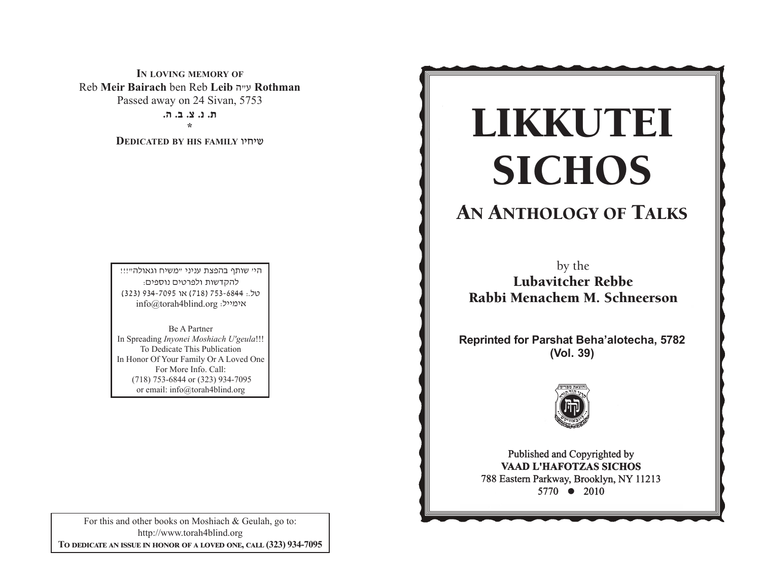**IN LOVING MEMORY OF**
Reb **Meir Bairach** ben Reb **Leib** ע"ה **Rothman**
Passed away on 24 Sivan, 5753
**ת. נ. צ. ב. ה.**
*
**DEDICATED BY HIS FAMILY** שיחיו

הי' שותף בהפצת עניני "משיח וגאולה"!!!
להקדשות ולפרטים נוספים:
טל.: 753-6844 (718) או 934-7095 (323)
אימייל: info@torah4blind.org

Be A Partner
In Spreading *Inyonei Moshiach U'geula*!!!
To Dedicate This Publication
In Honor Of Your Family Or A Loved One
For More Info. Call:
(718) 753-6844 or (323) 934-7095
or email: info@torah4blind.org

For this and other books on Moshiach & Geulah, go to:
http://www.torah4blind.org
**TO DEDICATE AN ISSUE IN HONOR OF A LOVED ONE, CALL (323) 934-7095**

# LIKKUTEI SICHOS

## AN ANTHOLOGY OF TALKS

by the
**Lubavitcher Rebbe**
**Rabbi Menachem M. Schneerson**

**Reprinted for Parshat Beha'alotecha, 5782**
**(Vol. 39)**

Published and Copyrighted by
**VAAD L'HAFOTZAS SICHOS**
788 Eastern Parkway, Brooklyn, NY 11213
5770 • 2010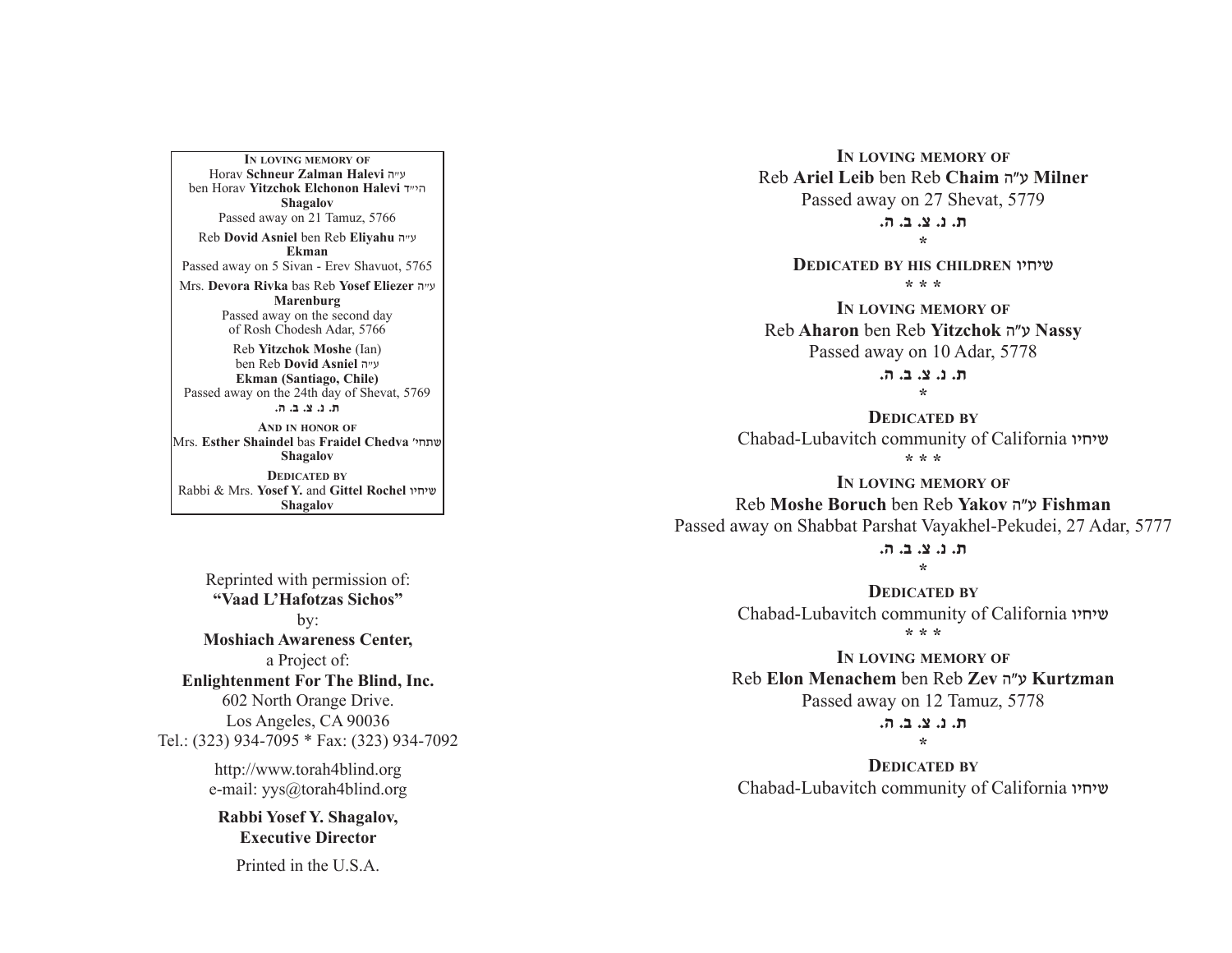**In loving memory of**
Horav **Schneur Zalman Halevi** ע״ה
ben Horav **Yitzchok Elchonon Halevi** הי״ד
**Shagalov**
Passed away on 21 Tamuz, 5766

Reb **Dovid Asniel** ben Reb **Eliyahu** ע״ה
**Ekman**
Passed away on 5 Sivan - Erev Shavuot, 5765

Mrs. **Devora Rivka** bas Reb **Yosef Eliezer** ע״ה
**Marenburg**
Passed away on the second day
of Rosh Chodesh Adar, 5766

Reb **Yitzchok Moshe** (Ian)
ben Reb **Dovid Asniel** ע״ה
**Ekman (Santiago, Chile)**
Passed away on the 24th day of Shevat, 5769
ת. נ. צ. ב. ה.

**And in honor of**
Mrs. **Esther Shaindel** bas **Fraidel Chedva** שתחי׳
**Shagalov**

**Dedicated by**
Rabbi & Mrs. **Yosef Y.** and **Gittel Rochel** שיחיו
**Shagalov**

Reprinted with permission of:
**"Vaad L'Hafotzas Sichos"**
by:
**Moshiach Awareness Center,**
a Project of:
**Enlightenment For The Blind, Inc.**
602 North Orange Drive.
Los Angeles, CA 90036
Tel.: (323) 934-7095 * Fax: (323) 934-7092

http://www.torah4blind.org
e-mail: yys@torah4blind.org

**Rabbi Yosef Y. Shagalov,**
**Executive Director**

Printed in the U.S.A.

**In loving memory of**
Reb **Ariel Leib** ben Reb **Chaim** ע"ה **Milner**
Passed away on 27 Shevat, 5779
ת. נ. צ. ב. ה.
*
**Dedicated by his children** שיחיו
* * *

**In loving memory of**
Reb **Aharon** ben Reb **Yitzchok** ע"ה **Nassy**
Passed away on 10 Adar, 5778
ת. נ. צ. ב. ה.
*
**Dedicated by**
Chabad-Lubavitch community of California שיחיו
* * *

**In loving memory of**
Reb **Moshe Boruch** ben Reb **Yakov** ע"ה **Fishman**
Passed away on Shabbat Parshat Vayakhel-Pekudei, 27 Adar, 5777
ת. נ. צ. ב. ה.
*
**Dedicated by**
Chabad-Lubavitch community of California שיחיו
* * *

**In loving memory of**
Reb **Elon Menachem** ben Reb **Zev** ע"ה **Kurtzman**
Passed away on 12 Tamuz, 5778
ת. נ. צ. ב. ה.
*
**Dedicated by**
Chabad-Lubavitch community of California שיחיו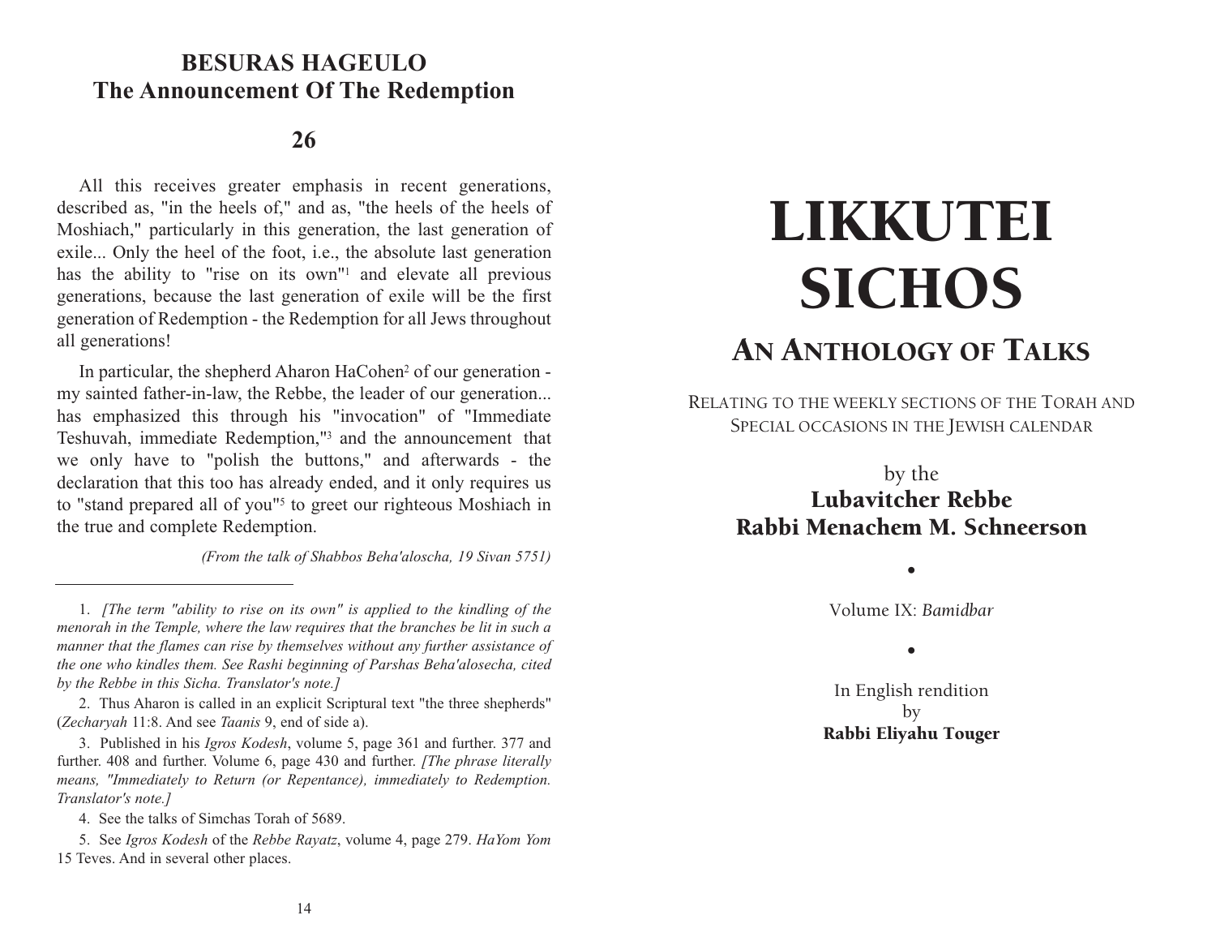## BESURAS HAGEULO
## The Announcement Of The Redemption

### 26

All this receives greater emphasis in recent generations, described as, "in the heels of," and as, "the heels of the heels of Moshiach," particularly in this generation, the last generation of exile... Only the heel of the foot, i.e., the absolute last generation has the ability to "rise on its own"[1] and elevate all previous generations, because the last generation of exile will be the first generation of Redemption - the Redemption for all Jews throughout all generations!

In particular, the shepherd Aharon HaCohen[2] of our generation - my sainted father-in-law, the Rebbe, the leader of our generation... has emphasized this through his "invocation" of "Immediate Teshuvah, immediate Redemption,"[3] and the announcement that we only have to "polish the buttons," and afterwards - the declaration that this too has already ended, and it only requires us to "stand prepared all of you"[5] to greet our righteous Moshiach in the true and complete Redemption.

*(From the talk of Shabbos Beha'aloscha, 19 Sivan 5751)*

---

1. *[The term "ability to rise on its own" is applied to the kindling of the menorah in the Temple, where the law requires that the branches be lit in such a manner that the flames can rise by themselves without any further assistance of the one who kindles them. See Rashi beginning of Parshas Beha'alosecha, cited by the Rebbe in this Sicha. Translator's note.]*

2. Thus Aharon is called in an explicit Scriptural text "the three shepherds" (*Zecharyah* 11:8. And see *Taanis* 9, end of side a).

3. Published in his *Igros Kodesh*, volume 5, page 361 and further. 377 and further. 408 and further. Volume 6, page 430 and further. *[The phrase literally means, "Immediately to Return (or Repentance), immediately to Redemption. Translator's note.]*

4. See the talks of Simchas Torah of 5689.

5. See *Igros Kodesh* of the *Rebbe Rayatz*, volume 4, page 279. *HaYom Yom* 15 Teves. And in several other places.

# LIKKUTEI SICHOS

## AN ANTHOLOGY OF TALKS

RELATING TO THE WEEKLY SECTIONS OF THE TORAH AND SPECIAL OCCASIONS IN THE JEWISH CALENDAR

by the
**Lubavitcher Rebbe**
**Rabbi Menachem M. Schneerson**

•

Volume IX: *Bamidbar*

•

In English rendition
by
**Rabbi Eliyahu Touger**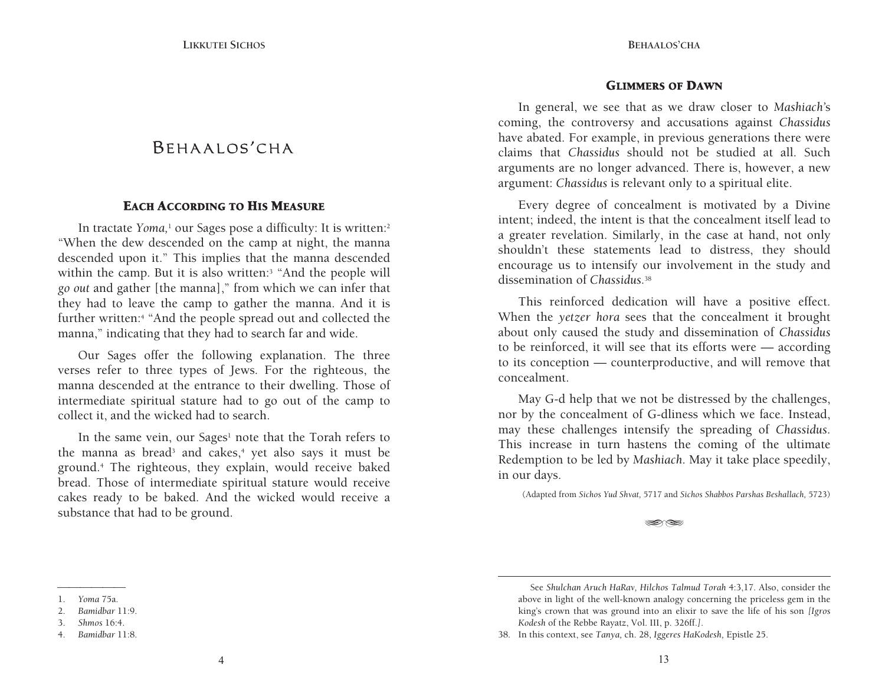# Behaalos'cha

## Each According to His Measure

In tractate *Yoma,*[1] our Sages pose a difficulty: It is written:[2] "When the dew descended on the camp at night, the manna descended upon it." This implies that the manna descended within the camp. But it is also written:[3] "And the people will *go out* and gather [the manna]," from which we can infer that they had to leave the camp to gather the manna. And it is further written:[4] "And the people spread out and collected the manna," indicating that they had to search far and wide.

Our Sages offer the following explanation. The three verses refer to three types of Jews. For the righteous, the manna descended at the entrance to their dwelling. Those of intermediate spiritual stature had to go out of the camp to collect it, and the wicked had to search.

In the same vein, our Sages[1] note that the Torah refers to the manna as bread[3] and cakes,[4] yet also says it must be ground.[4] The righteous, they explain, would receive baked bread. Those of intermediate spiritual stature would receive cakes ready to be baked. And the wicked would receive a substance that had to be ground.

---

1. *Yoma* 75a.
2. *Bamidbar* 11:9.
3. *Shmos* 16:4.
4. *Bamidbar* 11:8.

## Glimmers of Dawn

In general, we see that as we draw closer to *Mashiach*'s coming, the controversy and accusations against *Chassidus* have abated. For example, in previous generations there were claims that *Chassidus* should not be studied at all. Such arguments are no longer advanced. There is, however, a new argument: *Chassidus* is relevant only to a spiritual elite.

Every degree of concealment is motivated by a Divine intent; indeed, the intent is that the concealment itself lead to a greater revelation. Similarly, in the case at hand, not only shouldn't these statements lead to distress, they should encourage us to intensify our involvement in the study and dissemination of *Chassidus*.[38]

This reinforced dedication will have a positive effect. When the *yetzer hora* sees that the concealment it brought about only caused the study and dissemination of *Chassidus* to be reinforced, it will see that its efforts were — according to its conception — counterproductive, and will remove that concealment.

May G-d help that we not be distressed by the challenges, nor by the concealment of G-dliness which we face. Instead, may these challenges intensify the spreading of *Chassidus*. This increase in turn hastens the coming of the ultimate Redemption to be led by *Mashiach*. May it take place speedily, in our days.

(Adapted from *Sichos Yud Shvat*, 5717 and *Sichos Shabbos Parshas Beshallach,* 5723)

---

See *Shulchan Aruch HaRav, Hilchos Talmud Torah* 4:3,17. Also, consider the above in light of the well-known analogy concerning the priceless gem in the king's crown that was ground into an elixir to save the life of his son *[Igros Kodesh* of the Rebbe Rayatz, Vol. III, p. 326ff.*]*.

38. In this context, see *Tanya,* ch. 28, *Iggeres HaKodesh,* Epistle 25.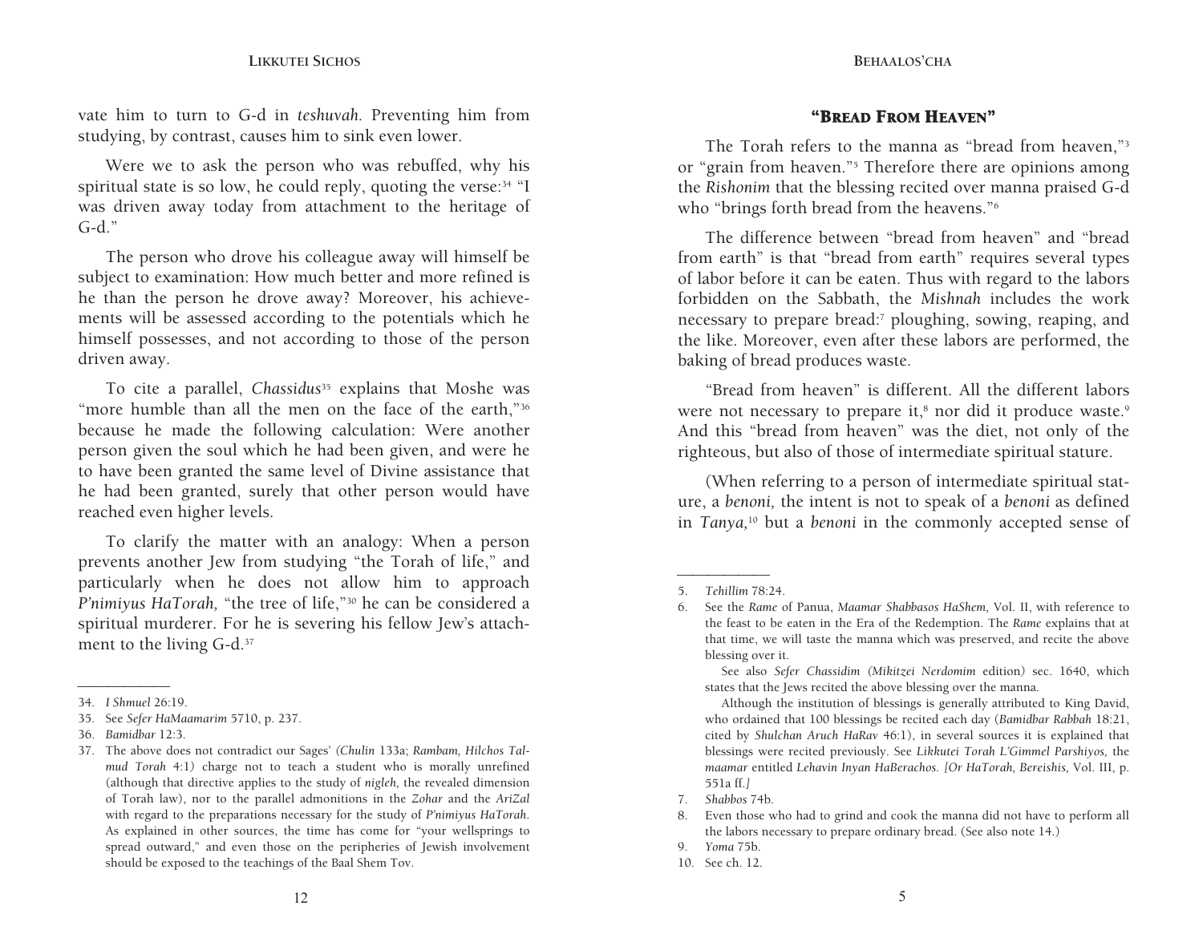vate him to turn to G-d in *teshuvah*. Preventing him from studying, by contrast, causes him to sink even lower.

Were we to ask the person who was rebuffed, why his spiritual state is so low, he could reply, quoting the verse:[34] "I was driven away today from attachment to the heritage of G-d."

The person who drove his colleague away will himself be subject to examination: How much better and more refined is he than the person he drove away? Moreover, his achievements will be assessed according to the potentials which he himself possesses, and not according to those of the person driven away.

To cite a parallel, *Chassidus*[35] explains that Moshe was "more humble than all the men on the face of the earth,"[36] because he made the following calculation: Were another person given the soul which he had been given, and were he to have been granted the same level of Divine assistance that he had been granted, surely that other person would have reached even higher levels.

To clarify the matter with an analogy: When a person prevents another Jew from studying "the Torah of life," and particularly when he does not allow him to approach *P'nimiyus HaTorah,* "the tree of life,"[30] he can be considered a spiritual murderer. For he is severing his fellow Jew's attachment to the living G-d.[37]

---

34. *I Shmuel* 26:19.
35. See *Sefer HaMaamarim* 5710, p. 237.
36. *Bamidbar* 12:3.
37. The above does not contradict our Sages' (*Chulin* 133a; *Rambam, Hilchos Talmud Torah* 4:1) charge not to teach a student who is morally unrefined (although that directive applies to the study of *nigleh,* the revealed dimension of Torah law), nor to the parallel admonitions in the *Zohar* and the *AriZal* with regard to the preparations necessary for the study of *P'nimiyus HaTorah*. As explained in other sources, the time has come for "your wellsprings to spread outward," and even those on the peripheries of Jewish involvement should be exposed to the teachings of the Baal Shem Tov.

## "Bread From Heaven"

The Torah refers to the manna as "bread from heaven,"[3] or "grain from heaven."[5] Therefore there are opinions among the *Rishonim* that the blessing recited over manna praised G-d who "brings forth bread from the heavens."[6]

The difference between "bread from heaven" and "bread from earth" is that "bread from earth" requires several types of labor before it can be eaten. Thus with regard to the labors forbidden on the Sabbath, the *Mishnah* includes the work necessary to prepare bread:[7] ploughing, sowing, reaping, and the like. Moreover, even after these labors are performed, the baking of bread produces waste.

"Bread from heaven" is different. All the different labors were not necessary to prepare it,[8] nor did it produce waste.[9] And this "bread from heaven" was the diet, not only of the righteous, but also of those of intermediate spiritual stature.

(When referring to a person of intermediate spiritual stature, a *benoni,* the intent is not to speak of a *benoni* as defined in *Tanya,*[10] but a *benoni* in the commonly accepted sense of

---

5. *Tehillim* 78:24.
6. See the *Rame* of Panua, *Maamar Shabbasos HaShem,* Vol. II, with reference to the feast to be eaten in the Era of the Redemption. The *Rame* explains that at that time, we will taste the manna which was preserved, and recite the above blessing over it.

   See also *Sefer Chassidim (Mikitzei Nerdomim* edition) sec. 1640, which states that the Jews recited the above blessing over the manna.

   Although the institution of blessings is generally attributed to King David, who ordained that 100 blessings be recited each day (*Bamidbar Rabbah* 18:21, cited by *Shulchan Aruch HaRav* 46:1), in several sources it is explained that blessings were recited previously. See *Likkutei Torah L'Gimmel Parshiyos,* the *maamar* entitled *Lehavin Inyan HaBerachos. [Or HaTorah, Bereishis,* Vol. III, p. 551a ff.*]*
7. *Shabbos* 74b.
8. Even those who had to grind and cook the manna did not have to perform all the labors necessary to prepare ordinary bread. (See also note 14.)
9. *Yoma* 75b.
10. See ch. 12.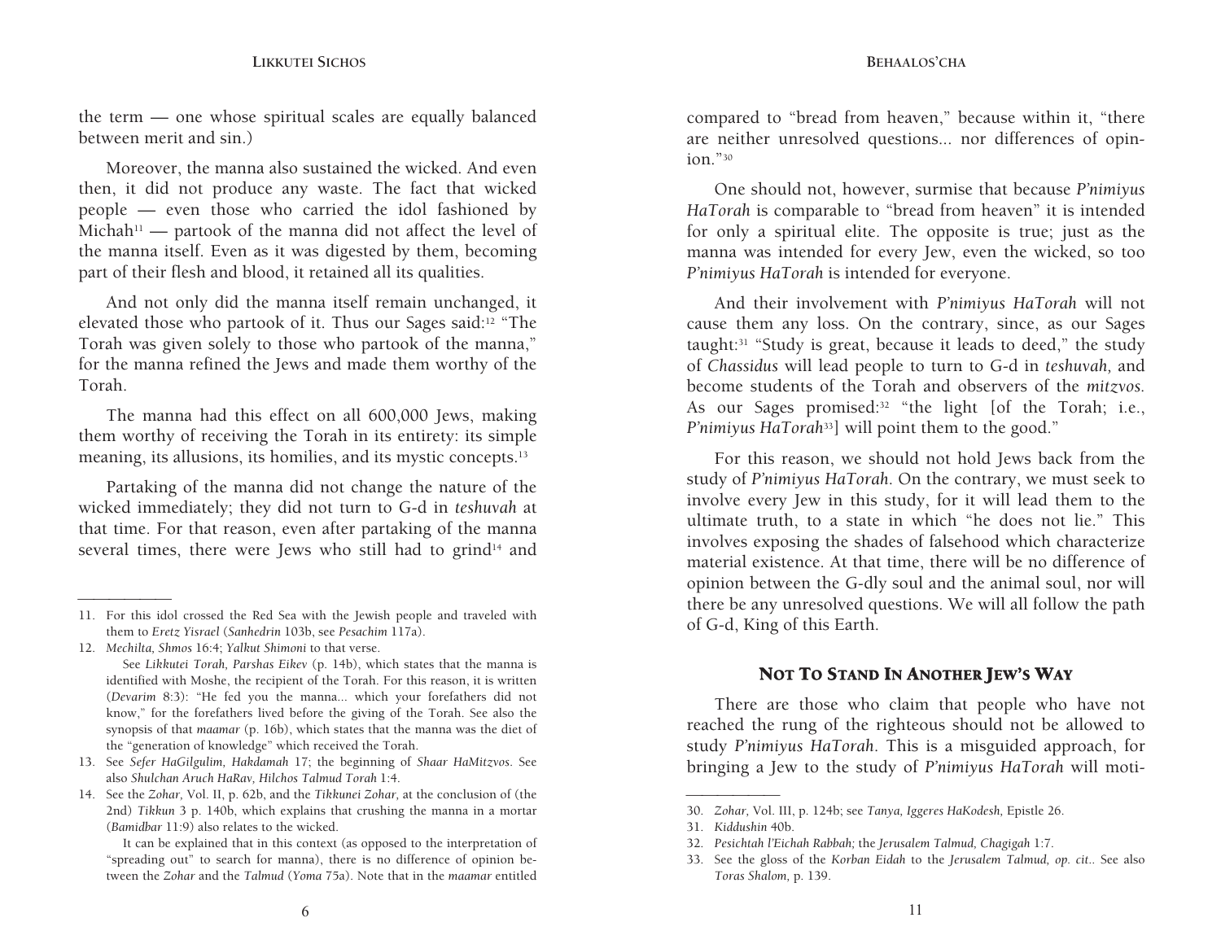the term — one whose spiritual scales are equally balanced between merit and sin.)

Moreover, the manna also sustained the wicked. And even then, it did not produce any waste. The fact that wicked people — even those who carried the idol fashioned by Michah[11] — partook of the manna did not affect the level of the manna itself. Even as it was digested by them, becoming part of their flesh and blood, it retained all its qualities.

And not only did the manna itself remain unchanged, it elevated those who partook of it. Thus our Sages said:[12] "The Torah was given solely to those who partook of the manna," for the manna refined the Jews and made them worthy of the Torah.

The manna had this effect on all 600,000 Jews, making them worthy of receiving the Torah in its entirety: its simple meaning, its allusions, its homilies, and its mystic concepts.[13]

Partaking of the manna did not change the nature of the wicked immediately; they did not turn to G-d in *teshuvah* at that time. For that reason, even after partaking of the manna several times, there were Jews who still had to grind[14] and

---

11. For this idol crossed the Red Sea with the Jewish people and traveled with them to *Eretz Yisrael* (*Sanhedrin* 103b, see *Pesachim* 117a).
12. *Mechilta, Shmos* 16:4; *Yalkut Shimoni* to that verse.
    See *Likkutei Torah, Parshas Eikev* (p. 14b), which states that the manna is identified with Moshe, the recipient of the Torah. For this reason, it is written (*Devarim* 8:3): "He fed you the manna... which your forefathers did not know," for the forefathers lived before the giving of the Torah. See also the synopsis of that *maamar* (p. 16b), which states that the manna was the diet of the "generation of knowledge" which received the Torah.
13. See *Sefer HaGilgulim, Hakdamah* 17; the beginning of *Shaar HaMitzvos*. See also *Shulchan Aruch HaRav, Hilchos Talmud Torah* 1:4.
14. See the *Zohar*, Vol. II, p. 62b, and the *Tikkunei Zohar*, at the conclusion of (the 2nd) *Tikkun* 3 p. 140b, which explains that crushing the manna in a mortar (*Bamidbar* 11:9) also relates to the wicked.
    It can be explained that in this context (as opposed to the interpretation of "spreading out" to search for manna), there is no difference of opinion between the *Zohar* and the *Talmud* (*Yoma* 75a). Note that in the *maamar* entitled

compared to "bread from heaven," because within it, "there are neither unresolved questions... nor differences of opinion."[30]

One should not, however, surmise that because *P'nimiyus HaTorah* is comparable to "bread from heaven" it is intended for only a spiritual elite. The opposite is true; just as the manna was intended for every Jew, even the wicked, so too *P'nimiyus HaTorah* is intended for everyone.

And their involvement with *P'nimiyus HaTorah* will not cause them any loss. On the contrary, since, as our Sages taught:[31] "Study is great, because it leads to deed," the study of *Chassidus* will lead people to turn to G-d in *teshuvah,* and become students of the Torah and observers of the *mitzvos.* As our Sages promised:[32] "the light [of the Torah; i.e., *P'nimiyus HaTorah*[33]] will point them to the good."

For this reason, we should not hold Jews back from the study of *P'nimiyus HaTorah*. On the contrary, we must seek to involve every Jew in this study, for it will lead them to the ultimate truth, to a state in which "he does not lie." This involves exposing the shades of falsehood which characterize material existence. At that time, there will be no difference of opinion between the G-dly soul and the animal soul, nor will there be any unresolved questions. We will all follow the path of G-d, King of this Earth.

## Not To Stand In Another Jew's Way

There are those who claim that people who have not reached the rung of the righteous should not be allowed to study *P'nimiyus HaTorah*. This is a misguided approach, for bringing a Jew to the study of *P'nimiyus HaTorah* will moti-

---

30. *Zohar*, Vol. III, p. 124b; see *Tanya, Iggeres HaKodesh,* Epistle 26.
31. *Kiddushin* 40b.
32. *Pesichtah l'Eichah Rabbah;* the *Jerusalem Talmud, Chagigah* 1:7.
33. See the gloss of the *Korban Eidah* to the *Jerusalem Talmud, op. cit.*. See also *Toras Shalom,* p. 139.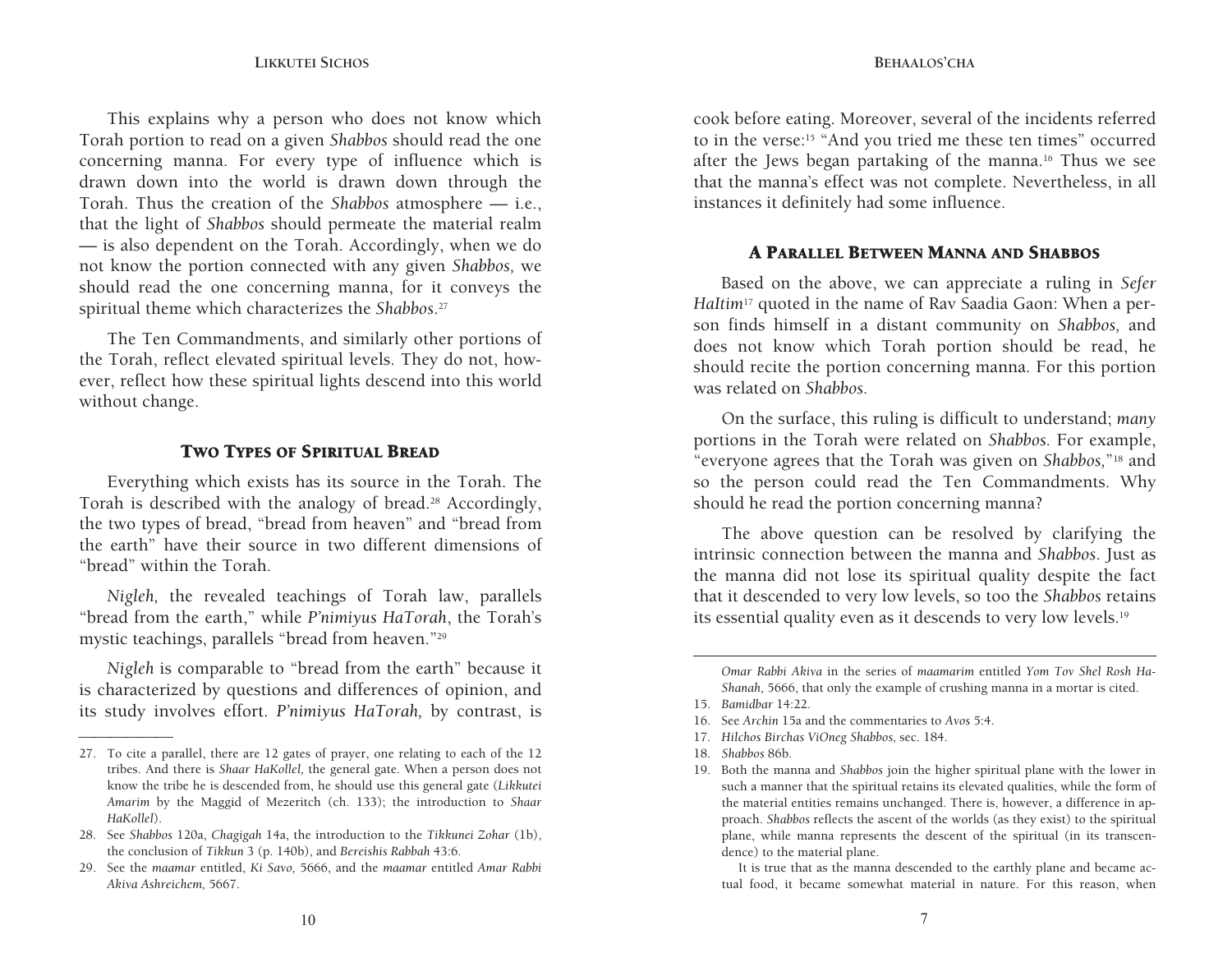This explains why a person who does not know which Torah portion to read on a given *Shabbos* should read the one concerning manna. For every type of influence which is drawn down into the world is drawn down through the Torah. Thus the creation of the *Shabbos* atmosphere — i.e., that the light of *Shabbos* should permeate the material realm — is also dependent on the Torah. Accordingly, when we do not know the portion connected with any given *Shabbos,* we should read the one concerning manna, for it conveys the spiritual theme which characterizes the *Shabbos*.[27]

The Ten Commandments, and similarly other portions of the Torah, reflect elevated spiritual levels. They do not, however, reflect how these spiritual lights descend into this world without change.

### Two Types of Spiritual Bread

Everything which exists has its source in the Torah. The Torah is described with the analogy of bread.[28] Accordingly, the two types of bread, "bread from heaven" and "bread from the earth" have their source in two different dimensions of "bread" within the Torah.

*Nigleh,* the revealed teachings of Torah law, parallels "bread from the earth," while *P'nimiyus HaTorah*, the Torah's mystic teachings, parallels "bread from heaven."[29]

*Nigleh* is comparable to "bread from the earth" because it is characterized by questions and differences of opinion, and its study involves effort. *P'nimiyus HaTorah,* by contrast, is

---

27. To cite a parallel, there are 12 gates of prayer, one relating to each of the 12 tribes. And there is *Shaar HaKollel,* the general gate. When a person does not know the tribe he is descended from, he should use this general gate (*Likkutei Amarim* by the Maggid of Mezeritch (ch. 133); the introduction to *Shaar HaKollel*).
28. See *Shabbos* 120a, *Chagigah* 14a, the introduction to the *Tikkunei Zohar* (1b), the conclusion of *Tikkun* 3 (p. 140b), and *Bereishis Rabbah* 43:6.
29. See the *maamar* entitled, *Ki Savo,* 5666, and the *maamar* entitled *Amar Rabbi Akiva Ashreichem,* 5667.

cook before eating. Moreover, several of the incidents referred to in the verse:[15] "And you tried me these ten times" occurred after the Jews began partaking of the manna.[16] Thus we see that the manna's effect was not complete. Nevertheless, in all instances it definitely had some influence.

### A Parallel Between Manna and Shabbos

Based on the above, we can appreciate a ruling in *Sefer HaItim*[17] quoted in the name of Rav Saadia Gaon: When a person finds himself in a distant community on *Shabbos,* and does not know which Torah portion should be read, he should recite the portion concerning manna. For this portion was related on *Shabbos.*

On the surface, this ruling is difficult to understand; *many* portions in the Torah were related on *Shabbos.* For example, "everyone agrees that the Torah was given on *Shabbos,*"[18] and so the person could read the Ten Commandments. Why should he read the portion concerning manna?

The above question can be resolved by clarifying the intrinsic connection between the manna and *Shabbos*. Just as the manna did not lose its spiritual quality despite the fact that it descended to very low levels, so too the *Shabbos* retains its essential quality even as it descends to very low levels.[19]

---

*Omar Rabbi Akiva* in the series of *maamarim* entitled *Yom Tov Shel Rosh HaShanah*, 5666, that only the example of crushing manna in a mortar is cited.

15. *Bamidbar* 14:22.
16. See *Archin* 15a and the commentaries to *Avos* 5:4.
17. *Hilchos Birchas ViOneg Shabbos,* sec. 184.
18. *Shabbos* 86b.
19. Both the manna and *Shabbos* join the higher spiritual plane with the lower in such a manner that the spiritual retains its elevated qualities, while the form of the material entities remains unchanged. There is, however, a difference in approach. *Shabbos* reflects the ascent of the worlds (as they exist) to the spiritual plane, while manna represents the descent of the spiritual (in its transcendence) to the material plane.

    It is true that as the manna descended to the earthly plane and became actual food, it became somewhat material in nature. For this reason, when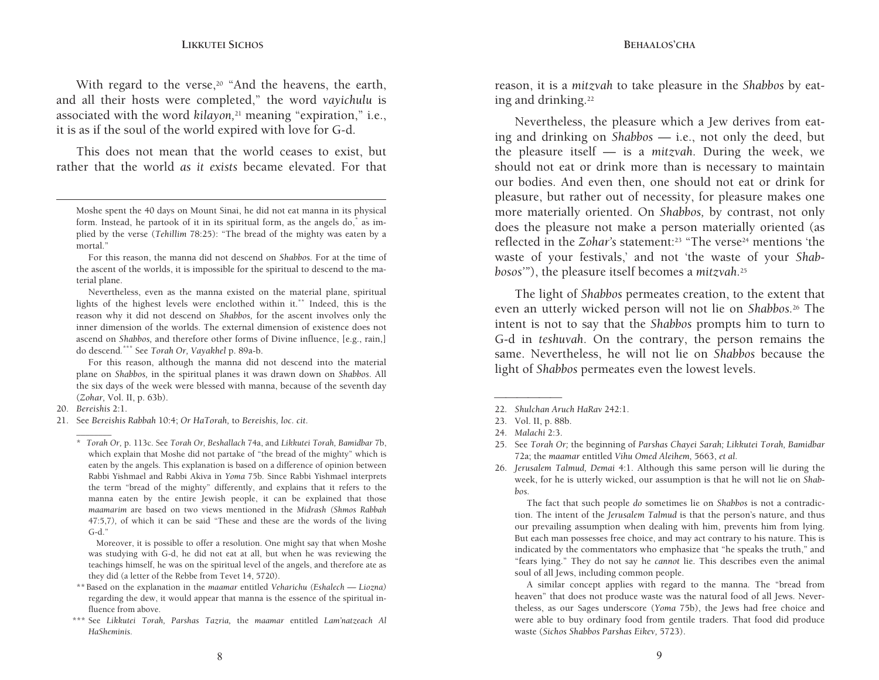With regard to the verse,[20] "And the heavens, the earth, and all their hosts were completed," the word *vayichulu* is associated with the word *kilayon*,[21] meaning "expiration," i.e., it is as if the soul of the world expired with love for G-d.

This does not mean that the world ceases to exist, but rather that the world *as it exists* became elevated. For that reason, it is a *mitzvah* to take pleasure in the *Shabbos* by eating and drinking.[22]

Nevertheless, the pleasure which a Jew derives from eating and drinking on *Shabbos* — i.e., not only the deed, but the pleasure itself — is a *mitzvah*. During the week, we should not eat or drink more than is necessary to maintain our bodies. And even then, one should not eat or drink for pleasure, but rather out of necessity, for pleasure makes one more materially oriented. On *Shabbos*, by contrast, not only does the pleasure not make a person materially oriented (as reflected in the *Zohar's* statement:[23] "The verse[24] mentions 'the waste of your festivals,' and not 'the waste of your *Shabbosos*'"), the pleasure itself becomes a *mitzvah*.[25]

The light of *Shabbos* permeates creation, to the extent that even an utterly wicked person will not lie on *Shabbos*.[26] The intent is not to say that the *Shabbos* prompts him to turn to G-d in *teshuvah*. On the contrary, the person remains the same. Nevertheless, he will not lie on *Shabbos* because the light of *Shabbos* permeates even the lowest levels.

---

Moshe spent the 40 days on Mount Sinai, he did not eat manna in its physical form. Instead, he partook of it in its spiritual form, as the angels do,* as implied by the verse (*Tehillim* 78:25): "The bread of the mighty was eaten by a mortal."

For this reason, the manna did not descend on *Shabbos*. For at the time of the ascent of the worlds, it is impossible for the spiritual to descend to the material plane.

Nevertheless, even as the manna existed on the material plane, spiritual lights of the highest levels were enclothed within it.** Indeed, this is the reason why it did not descend on *Shabbos*, for the ascent involves only the inner dimension of the worlds. The external dimension of existence does not ascend on *Shabbos*, and therefore other forms of Divine influence, [e.g., rain,] do descend.*** See *Torah Or, Vayakhel* p. 89a-b.

For this reason, although the manna did not descend into the material plane on *Shabbos*, in the spiritual planes it was drawn down on *Shabbos*. All the six days of the week were blessed with manna, because of the seventh day (*Zohar*, Vol. II, p. 63b).

20. *Bereishis* 2:1.
21. See *Bereishis Rabbah* 10:4; *Or HaTorah*, to *Bereishis*, *loc. cit.*

\* *Torah Or*, p. 113c. See *Torah Or, Beshallach* 74a, and *Likkutei Torah, Bamidbar* 7b, which explain that Moshe did not partake of "the bread of the mighty" which is eaten by the angels. This explanation is based on a difference of opinion between Rabbi Yishmael and Rabbi Akiva in *Yoma* 75b. Since Rabbi Yishmael interprets the term "bread of the mighty" differently, and explains that it refers to the manna eaten by the entire Jewish people, it can be explained that those *maamarim* are based on two views mentioned in the *Midrash* (*Shmos Rabbah* 47:5,7), of which it can be said "These and these are the words of the living G-d."

Moreover, it is possible to offer a resolution. One might say that when Moshe was studying with G-d, he did not eat at all, but when he was reviewing the teachings himself, he was on the spiritual level of the angels, and therefore ate as they did (a letter of the Rebbe from Tevet 14, 5720).

\** Based on the explanation in the *maamar* entitled *Veharichu (Eshalech — Liozna)* regarding the dew, it would appear that manna is the essence of the spiritual influence from above.

\*** See *Likkutei Torah, Parshas Tazria*, the *maamar* entitled *Lam'natzeach Al HaSheminis*.

22. *Shulchan Aruch HaRav* 242:1.
23. Vol. II, p. 88b.
24. *Malachi* 2:3.
25. See *Torah Or;* the beginning of *Parshas Chayei Sarah; Likkutei Torah, Bamidbar* 72a; the *maamar* entitled *Vihu Omed Aleihem*, 5663, *et al.*
26. *Jerusalem Talmud, Demai* 4:1. Although this same person will lie during the week, for he is utterly wicked, our assumption is that he will not lie on *Shabbos*.

    The fact that such people *do* sometimes lie on *Shabbos* is not a contradiction. The intent of the *Jerusalem Talmud* is that the person's nature, and thus our prevailing assumption when dealing with him, prevents him from lying. But each man possesses free choice, and may act contrary to his nature. This is indicated by the commentators who emphasize that "he speaks the truth," and "fears lying." They do not say he *cannot* lie. This describes even the animal soul of all Jews, including common people.

    A similar concept applies with regard to the manna. The "bread from heaven" that does not produce waste was the natural food of all Jews. Nevertheless, as our Sages underscore (*Yoma* 75b), the Jews had free choice and were able to buy ordinary food from gentile traders. That food did produce waste (*Sichos Shabbos Parshas Eikev*, 5723).